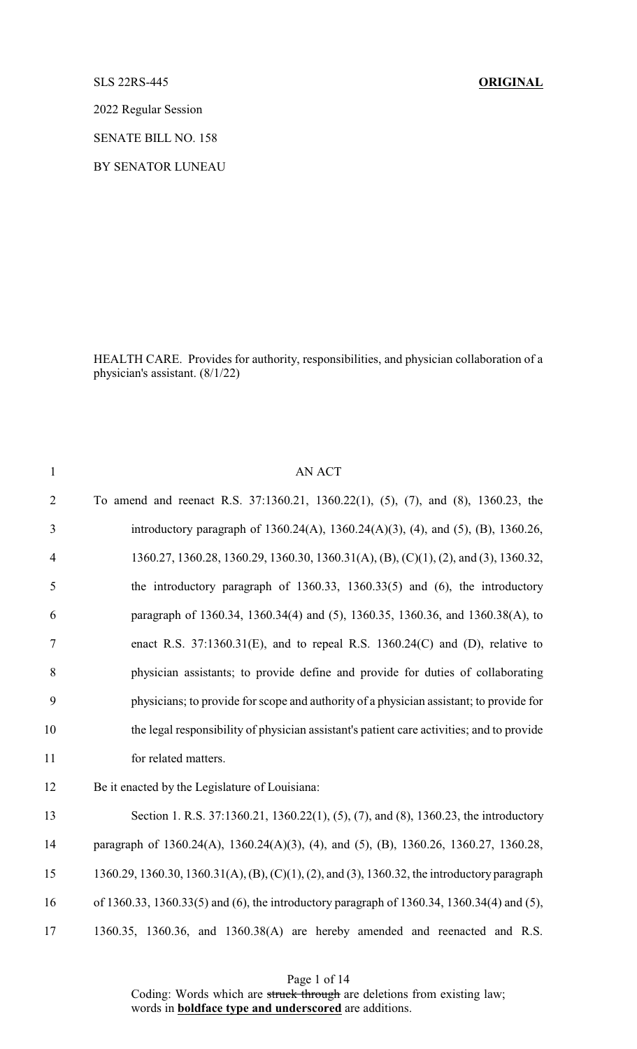SLS 22RS-445 **ORIGINAL**

2022 Regular Session

SENATE BILL NO. 158

BY SENATOR LUNEAU

HEALTH CARE. Provides for authority, responsibilities, and physician collaboration of a physician's assistant. (8/1/22)

AN ACT

To amend and reenact R.S. 37:1360.21, 1360.22(1), (5), (7), and (8), 1360.23, the introductory paragraph of 1360.24(A), 1360.24(A)(3), (4), and (5), (B), 1360.26, 1360.27, 1360.28, 1360.29, 1360.30, 1360.31(A), (B), (C)(1), (2), and (3), 1360.32, the introductory paragraph of 1360.33, 1360.33(5) and (6), the introductory paragraph of 1360.34, 1360.34(4) and (5), 1360.35, 1360.36, and 1360.38(A), to enact R.S. 37:1360.31(E), and to repeal R.S. 1360.24(C) and (D), relative to physician assistants; to provide define and provide for duties of collaborating physicians; to provide for scope and authority of a physician assistant; to provide for the legal responsibility of physician assistant's patient care activities; and to provide for related matters.

Be it enacted by the Legislature of Louisiana:

Section 1. R.S. 37:1360.21, 1360.22(1), (5), (7), and (8), 1360.23, the introductory paragraph of 1360.24(A), 1360.24(A)(3), (4), and (5), (B), 1360.26, 1360.27, 1360.28, 1360.29, 1360.30, 1360.31(A), (B), (C)(1), (2), and (3), 1360.32, the introductory paragraph of 1360.33, 1360.33(5) and (6), the introductory paragraph of 1360.34, 1360.34(4) and (5), 1360.35, 1360.36, and 1360.38(A) are hereby amended and reenacted and R.S.

Coding: Words which are ~~struck through~~ are deletions from existing law; words in **boldface type and underscored** are additions.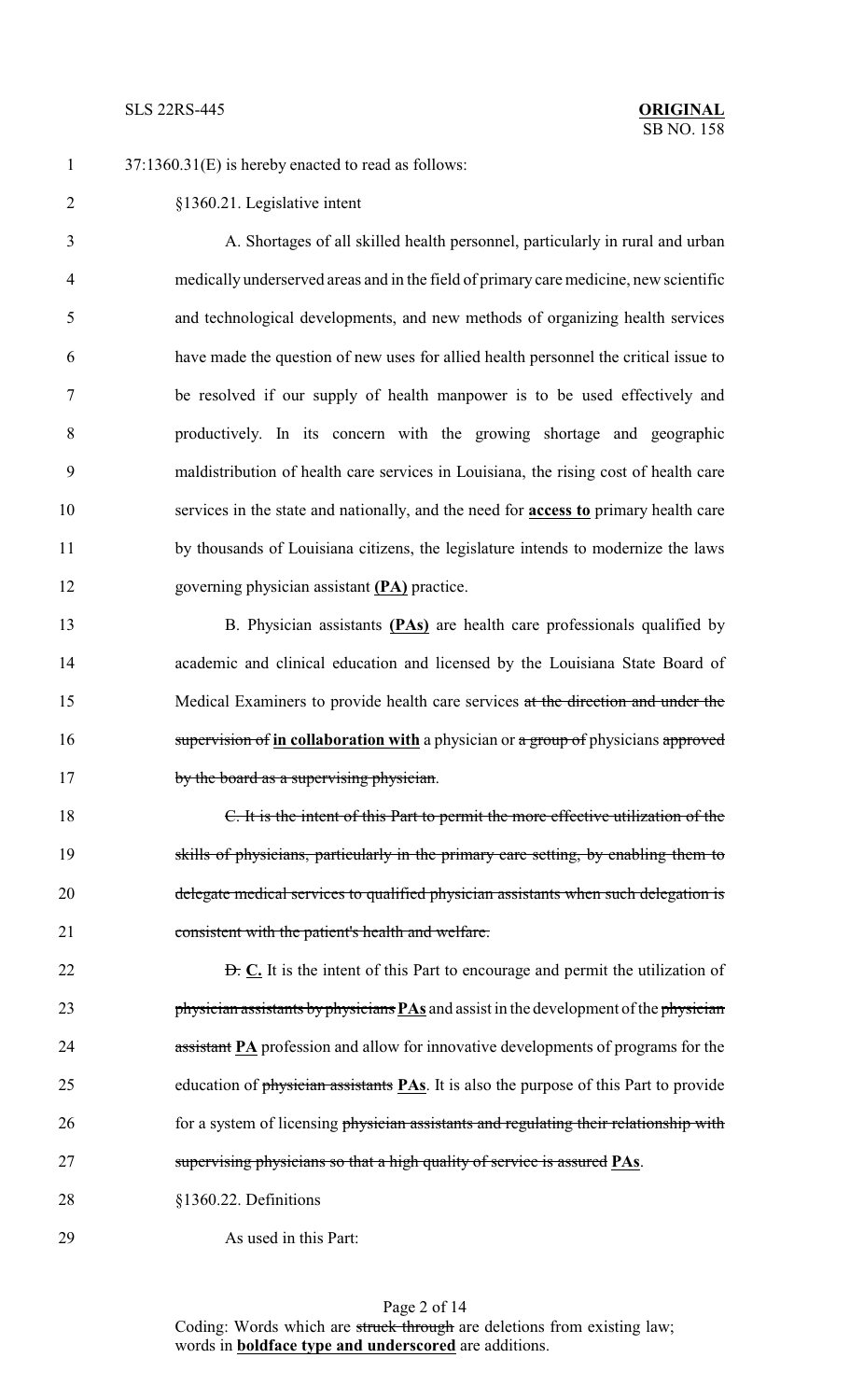37:1360.31(E) is hereby enacted to read as follows:

§1360.21. Legislative intent

A. Shortages of all skilled health personnel, particularly in rural and urban medically underserved areas and in the field of primary care medicine, new scientific and technological developments, and new methods of organizing health services have made the question of new uses for allied health personnel the critical issue to be resolved if our supply of health manpower is to be used effectively and productively. In its concern with the growing shortage and geographic maldistribution of health care services in Louisiana, the rising cost of health care services in the state and nationally, and the need for **access to** primary health care by thousands of Louisiana citizens, the legislature intends to modernize the laws governing physician assistant **(PA)** practice.

B. Physician assistants **(PAs)** are health care professionals qualified by academic and clinical education and licensed by the Louisiana State Board of Medical Examiners to provide health care services ~~at the direction and under the supervision of~~ **in collaboration with** a physician or ~~a group of~~ physicians ~~approved by the board as a supervising physician~~.

~~C. It is the intent of this Part to permit the more effective utilization of the skills of physicians, particularly in the primary care setting, by enabling them to delegate medical services to qualified physician assistants when such delegation is consistent with the patient's health and welfare.~~

~~D.~~ **C.** It is the intent of this Part to encourage and permit the utilization of ~~physician assistants by physicians~~ **PAs** and assist in the development of the ~~physician assistant~~ **PA** profession and allow for innovative developments of programs for the education of ~~physician assistants~~ **PAs**. It is also the purpose of this Part to provide for a system of licensing ~~physician assistants and regulating their relationship with supervising physicians so that a high quality of service is assured~~ **PAs**.

§1360.22. Definitions

As used in this Part: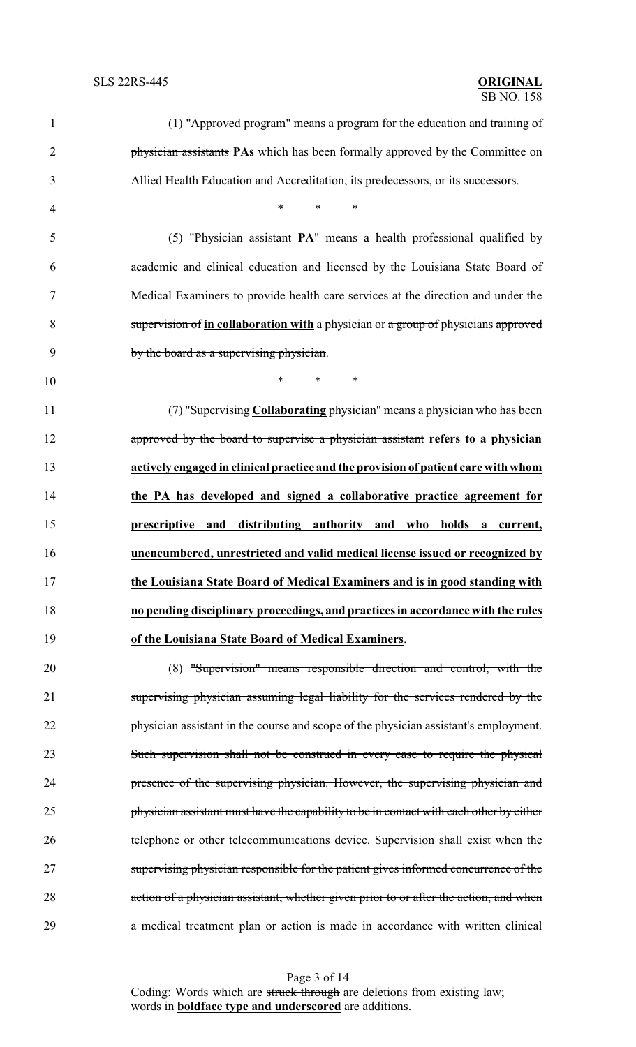(1) "Approved program" means a program for the education and training of ~~physician assistants~~ **PAs** which has been formally approved by the Committee on Allied Health Education and Accreditation, its predecessors, or its successors.

\* \* \*

(5) "Physician assistant **PA**" means a health professional qualified by academic and clinical education and licensed by the Louisiana State Board of Medical Examiners to provide health care services ~~at the direction and under the supervision of~~ **in collaboration with** a physician or ~~a group of~~ physicians ~~approved by the board as a supervising physician~~.

\* \* \*

(7) "~~Supervising~~ **Collaborating** physician" ~~means a physician who has been approved by the board to supervise a physician assistant~~ **refers to a physician actively engaged in clinical practice and the provision of patient care with whom the PA has developed and signed a collaborative practice agreement for prescriptive and distributing authority and who holds a current, unencumbered, unrestricted and valid medical license issued or recognized by the Louisiana State Board of Medical Examiners and is in good standing with no pending disciplinary proceedings, and practices in accordance with the rules of the Louisiana State Board of Medical Examiners**.

(8) ~~"Supervision" means responsible direction and control, with the supervising physician assuming legal liability for the services rendered by the physician assistant in the course and scope of the physician assistant's employment. Such supervision shall not be construed in every case to require the physical presence of the supervising physician. However, the supervising physician and physician assistant must have the capability to be in contact with each other by either telephone or other telecommunications device. Supervision shall exist when the supervising physician responsible for the patient gives informed concurrence of the action of a physician assistant, whether given prior to or after the action, and when a medical treatment plan or action is made in accordance with written clinical~~

Coding: Words which are ~~struck through~~ are deletions from existing law; words in **boldface type and underscored** are additions.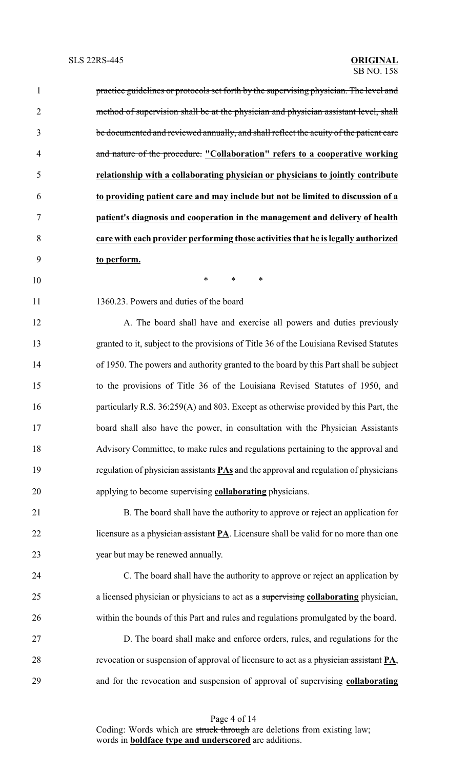~~practice guidelines or protocols set forth by the supervising physician. The level and method of supervision shall be at the physician and physician assistant level, shall be documented and reviewed annually, and shall reflect the acuity of the patient care and nature of the procedure.~~ **<u>"Collaboration" refers to a cooperative working relationship with a collaborating physician or physicians to jointly contribute to providing patient care and may include but not be limited to discussion of a patient's diagnosis and cooperation in the management and delivery of health care with each provider performing those activities that he is legally authorized to perform.</u>**

\* \* \*

1360.23. Powers and duties of the board

A. The board shall have and exercise all powers and duties previously granted to it, subject to the provisions of Title 36 of the Louisiana Revised Statutes of 1950. The powers and authority granted to the board by this Part shall be subject to the provisions of Title 36 of the Louisiana Revised Statutes of 1950, and particularly R.S. 36:259(A) and 803. Except as otherwise provided by this Part, the board shall also have the power, in consultation with the Physician Assistants Advisory Committee, to make rules and regulations pertaining to the approval and regulation of ~~physician assistants~~ **<u>PAs</u>** and the approval and regulation of physicians applying to become ~~supervising~~ **<u>collaborating</u>** physicians.

B. The board shall have the authority to approve or reject an application for licensure as a ~~physician assistant~~ **<u>PA</u>**. Licensure shall be valid for no more than one year but may be renewed annually.

C. The board shall have the authority to approve or reject an application by a licensed physician or physicians to act as a ~~supervising~~ **<u>collaborating</u>** physician, within the bounds of this Part and rules and regulations promulgated by the board.

D. The board shall make and enforce orders, rules, and regulations for the revocation or suspension of approval of licensure to act as a ~~physician assistant~~ **<u>PA</u>**, and for the revocation and suspension of approval of ~~supervising~~ **<u>collaborating</u>**

Coding: Words which are ~~struck through~~ are deletions from existing law; words in **<u>boldface type and underscored</u>** are additions.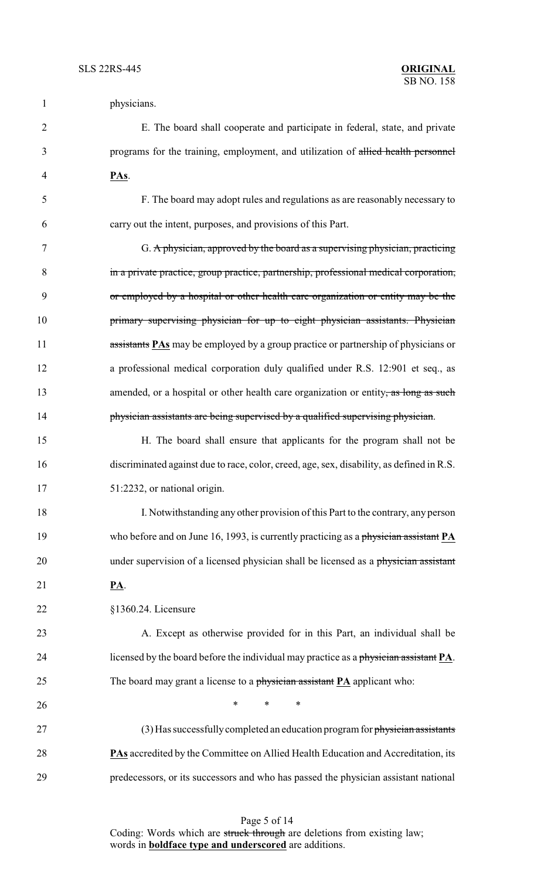physicians.

E. The board shall cooperate and participate in federal, state, and private programs for the training, employment, and utilization of ~~allied health personnel~~ **<u>PAs</u>**.

F. The board may adopt rules and regulations as are reasonably necessary to carry out the intent, purposes, and provisions of this Part.

G. ~~A physician, approved by the board as a supervising physician, practicing in a private practice, group practice, partnership, professional medical corporation, or employed by a hospital or other health care organization or entity may be the primary supervising physician for up to eight physician assistants. Physician assistants~~ **<u>PAs</u>** may be employed by a group practice or partnership of physicians or a professional medical corporation duly qualified under R.S. 12:901 et seq., as amended, or a hospital or other health care organization or entity~~, as long as such physician assistants are being supervised by a qualified supervising physician~~.

H. The board shall ensure that applicants for the program shall not be discriminated against due to race, color, creed, age, sex, disability, as defined in R.S. 51:2232, or national origin.

I. Notwithstanding any other provision of this Part to the contrary, any person who before and on June 16, 1993, is currently practicing as a ~~physician assistant~~ **<u>PA</u>** under supervision of a licensed physician shall be licensed as a ~~physician assistant~~ **<u>PA</u>**.

§1360.24. Licensure

A. Except as otherwise provided for in this Part, an individual shall be licensed by the board before the individual may practice as a ~~physician assistant~~ **<u>PA</u>**. The board may grant a license to a ~~physician assistant~~ **<u>PA</u>** applicant who:

\* \* \*

(3) Has successfully completed an education program for ~~physician assistants~~ **<u>PAs</u>** accredited by the Committee on Allied Health Education and Accreditation, its predecessors, or its successors and who has passed the physician assistant national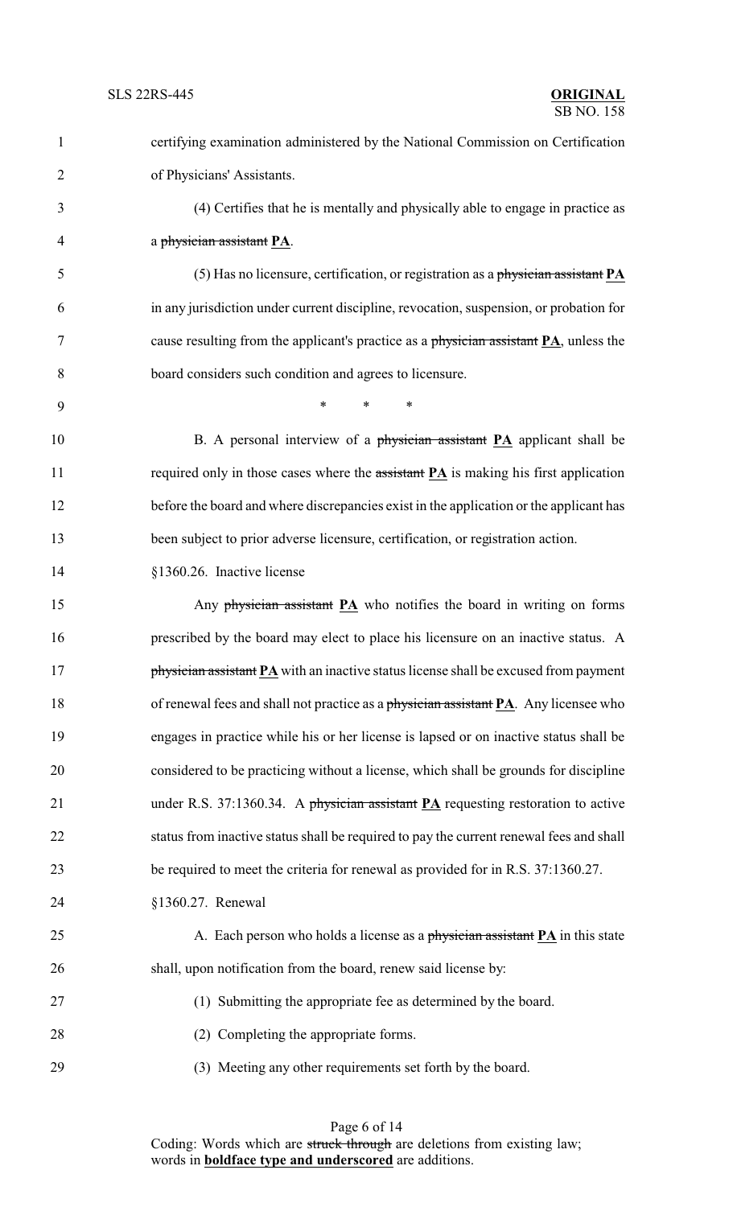certifying examination administered by the National Commission on Certification of Physicians' Assistants.

(4) Certifies that he is mentally and physically able to engage in practice as a ~~physician assistant~~ **PA**.

(5) Has no licensure, certification, or registration as a ~~physician assistant~~ **PA** in any jurisdiction under current discipline, revocation, suspension, or probation for cause resulting from the applicant's practice as a ~~physician assistant~~ **PA**, unless the board considers such condition and agrees to licensure.

\* \* \*

B. A personal interview of a ~~physician assistant~~ **PA** applicant shall be required only in those cases where the ~~assistant~~ **PA** is making his first application before the board and where discrepancies exist in the application or the applicant has been subject to prior adverse licensure, certification, or registration action.

§1360.26. Inactive license

Any ~~physician assistant~~ **PA** who notifies the board in writing on forms prescribed by the board may elect to place his licensure on an inactive status. A ~~physician assistant~~ **PA** with an inactive status license shall be excused from payment of renewal fees and shall not practice as a ~~physician assistant~~ **PA**. Any licensee who engages in practice while his or her license is lapsed or on inactive status shall be considered to be practicing without a license, which shall be grounds for discipline under R.S. 37:1360.34. A ~~physician assistant~~ **PA** requesting restoration to active status from inactive status shall be required to pay the current renewal fees and shall be required to meet the criteria for renewal as provided for in R.S. 37:1360.27.

§1360.27. Renewal

A. Each person who holds a license as a ~~physician assistant~~ **PA** in this state shall, upon notification from the board, renew said license by:

(1) Submitting the appropriate fee as determined by the board.

(2) Completing the appropriate forms.

(3) Meeting any other requirements set forth by the board.

Coding: Words which are ~~struck through~~ are deletions from existing law; words in **boldface type and underscored** are additions.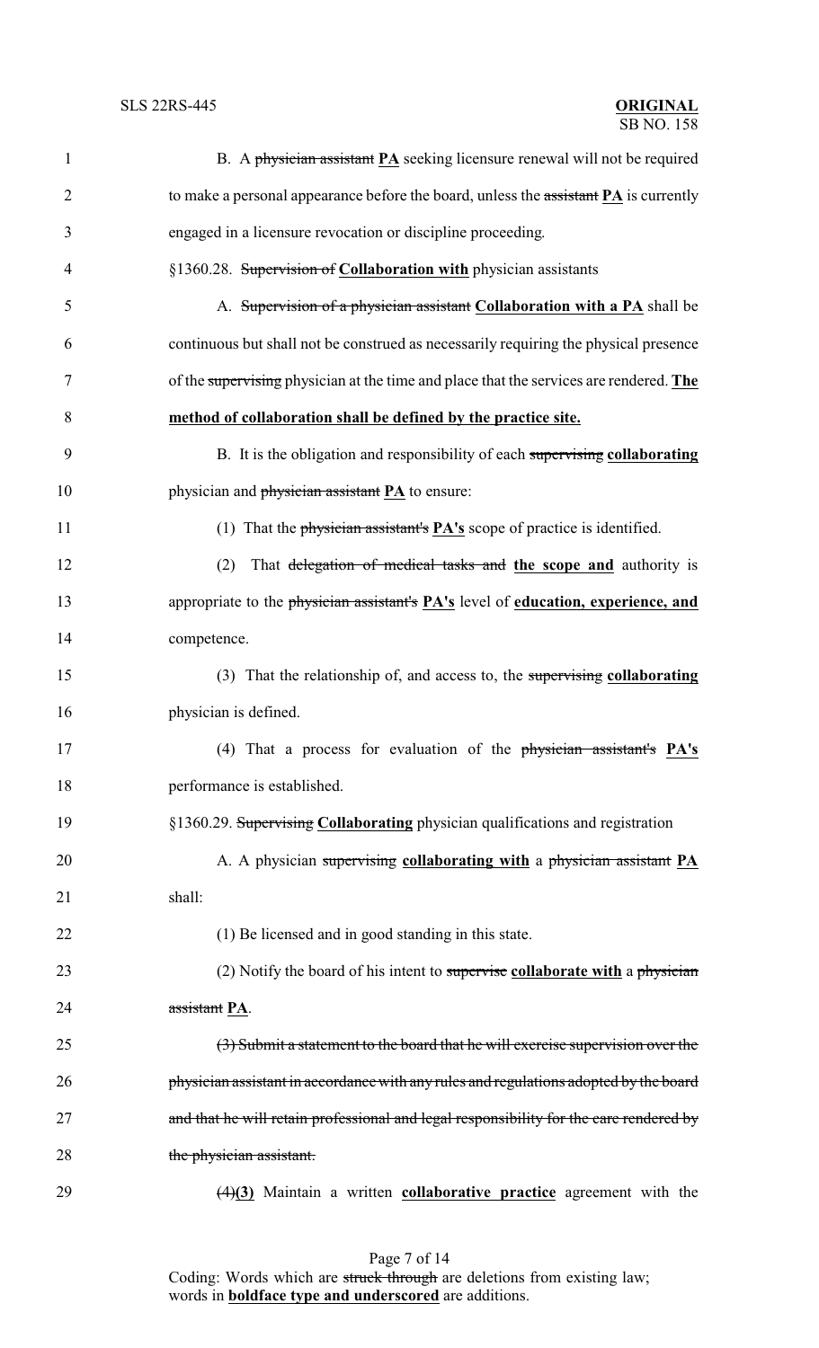B. A ~~physician assistant~~ **PA** seeking licensure renewal will not be required to make a personal appearance before the board, unless the ~~assistant~~ **PA** is currently engaged in a licensure revocation or discipline proceeding.

§1360.28. ~~Supervision of~~ **Collaboration with** physician assistants

A. ~~Supervision of a physician assistant~~ **Collaboration with a PA** shall be continuous but shall not be construed as necessarily requiring the physical presence of the ~~supervising~~ physician at the time and place that the services are rendered. **The method of collaboration shall be defined by the practice site.**

B. It is the obligation and responsibility of each ~~supervising~~ **collaborating** physician and ~~physician assistant~~ **PA** to ensure:

(1) That the ~~physician assistant's~~ **PA's** scope of practice is identified.

(2) That ~~delegation of medical tasks and~~ **the scope and** authority is appropriate to the ~~physician assistant's~~ **PA's** level of **education, experience, and** competence.

(3) That the relationship of, and access to, the ~~supervising~~ **collaborating** physician is defined.

(4) That a process for evaluation of the ~~physician assistant's~~ **PA's** performance is established.

§1360.29. ~~Supervising~~ **Collaborating** physician qualifications and registration

A. A physician ~~supervising~~ **collaborating with** a ~~physician assistant~~ **PA** shall:

(1) Be licensed and in good standing in this state.

(2) Notify the board of his intent to ~~supervise~~ **collaborate with** a ~~physician assistant~~ **PA**.

~~(3) Submit a statement to the board that he will exercise supervision over the physician assistant in accordance with any rules and regulations adopted by the board and that he will retain professional and legal responsibility for the care rendered by the physician assistant.~~

~~(4)~~**(3)** Maintain a written **collaborative practice** agreement with the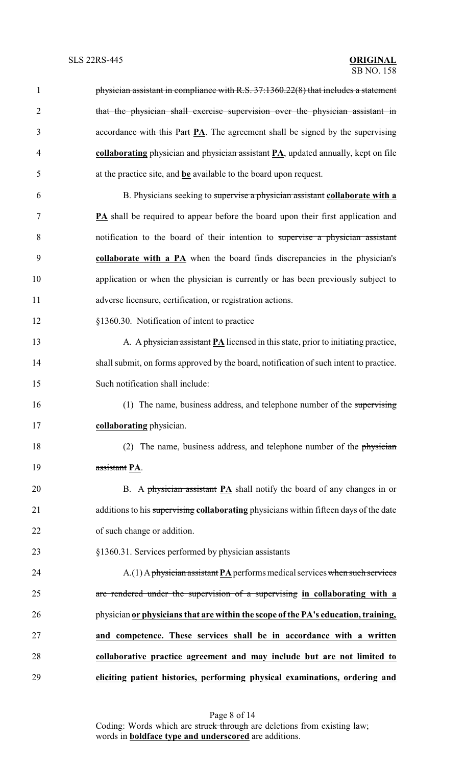~~physician assistant in compliance with R.S. 37:1360.22(8) that includes a statement that the physician shall exercise supervision over the physician assistant in accordance with this Part~~ **PA**. The agreement shall be signed by the ~~supervising~~ **collaborating** physician and ~~physician assistant~~ **PA**, updated annually, kept on file at the practice site, and **be** available to the board upon request.

B. Physicians seeking to ~~supervise a physician assistant~~ **collaborate with a PA** shall be required to appear before the board upon their first application and notification to the board of their intention to ~~supervise a physician assistant~~ **collaborate with a PA** when the board finds discrepancies in the physician's application or when the physician is currently or has been previously subject to adverse licensure, certification, or registration actions.

§1360.30. Notification of intent to practice

A. A ~~physician assistant~~ **PA** licensed in this state, prior to initiating practice, shall submit, on forms approved by the board, notification of such intent to practice. Such notification shall include:

(1) The name, business address, and telephone number of the ~~supervising~~ **collaborating** physician.

(2) The name, business address, and telephone number of the ~~physician assistant~~ **PA**.

B. A ~~physician assistant~~ **PA** shall notify the board of any changes in or additions to his ~~supervising~~ **collaborating** physicians within fifteen days of the date of such change or addition.

§1360.31. Services performed by physician assistants

A.(1) A ~~physician assistant~~ **PA** performs medical services ~~when such services are rendered under the supervision of a supervising~~ **in collaborating with a** physician **or physicians that are within the scope of the PA's education, training, and competence. These services shall be in accordance with a written collaborative practice agreement and may include but are not limited to eliciting patient histories, performing physical examinations, ordering and**

Coding: Words which are ~~struck through~~ are deletions from existing law; words in **boldface type and underscored** are additions.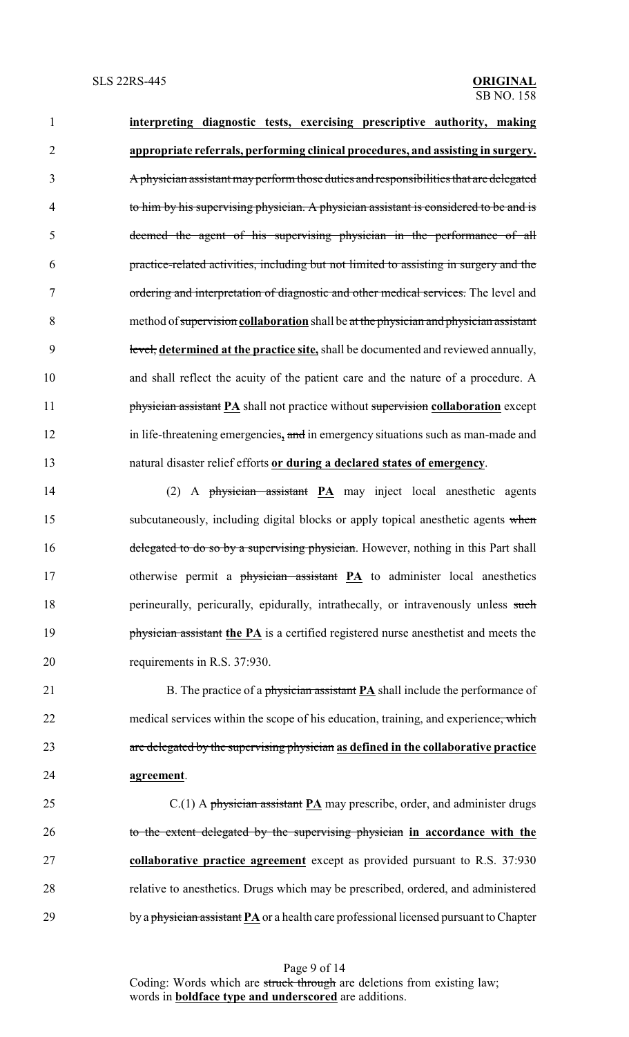**interpreting diagnostic tests, exercising prescriptive authority, making appropriate referrals, performing clinical procedures, and assisting in surgery.** ~~A physician assistant may perform those duties and responsibilities that are delegated to him by his supervising physician. A physician assistant is considered to be and is deemed the agent of his supervising physician in the performance of all practice-related activities, including but not limited to assisting in surgery and the ordering and interpretation of diagnostic and other medical services.~~ The level and method of ~~supervision~~ **collaboration** shall be ~~at the physician and physician assistant level,~~ **determined at the practice site,** shall be documented and reviewed annually, and shall reflect the acuity of the patient care and the nature of a procedure. A ~~physician assistant~~ **PA** shall not practice without ~~supervision~~ **collaboration** except in life-threatening emergencies**,** ~~and~~ in emergency situations such as man-made and natural disaster relief efforts **or during a declared states of emergency**.

(2) A ~~physician assistant~~ **PA** may inject local anesthetic agents subcutaneously, including digital blocks or apply topical anesthetic agents ~~when delegated to do so by a supervising physician~~. However, nothing in this Part shall otherwise permit a ~~physician assistant~~ **PA** to administer local anesthetics perineurally, pericurally, epidurally, intrathecally, or intravenously unless ~~such physician assistant~~ **the PA** is a certified registered nurse anesthetist and meets the requirements in R.S. 37:930.

B. The practice of a ~~physician assistant~~ **PA** shall include the performance of medical services within the scope of his education, training, and experience~~, which are delegated by the supervising physician~~ **as defined in the collaborative practice agreement**.

C.(1) A ~~physician assistant~~ **PA** may prescribe, order, and administer drugs ~~to the extent delegated by the supervising physician~~ **in accordance with the collaborative practice agreement** except as provided pursuant to R.S. 37:930 relative to anesthetics. Drugs which may be prescribed, ordered, and administered by a ~~physician assistant~~ **PA** or a health care professional licensed pursuant to Chapter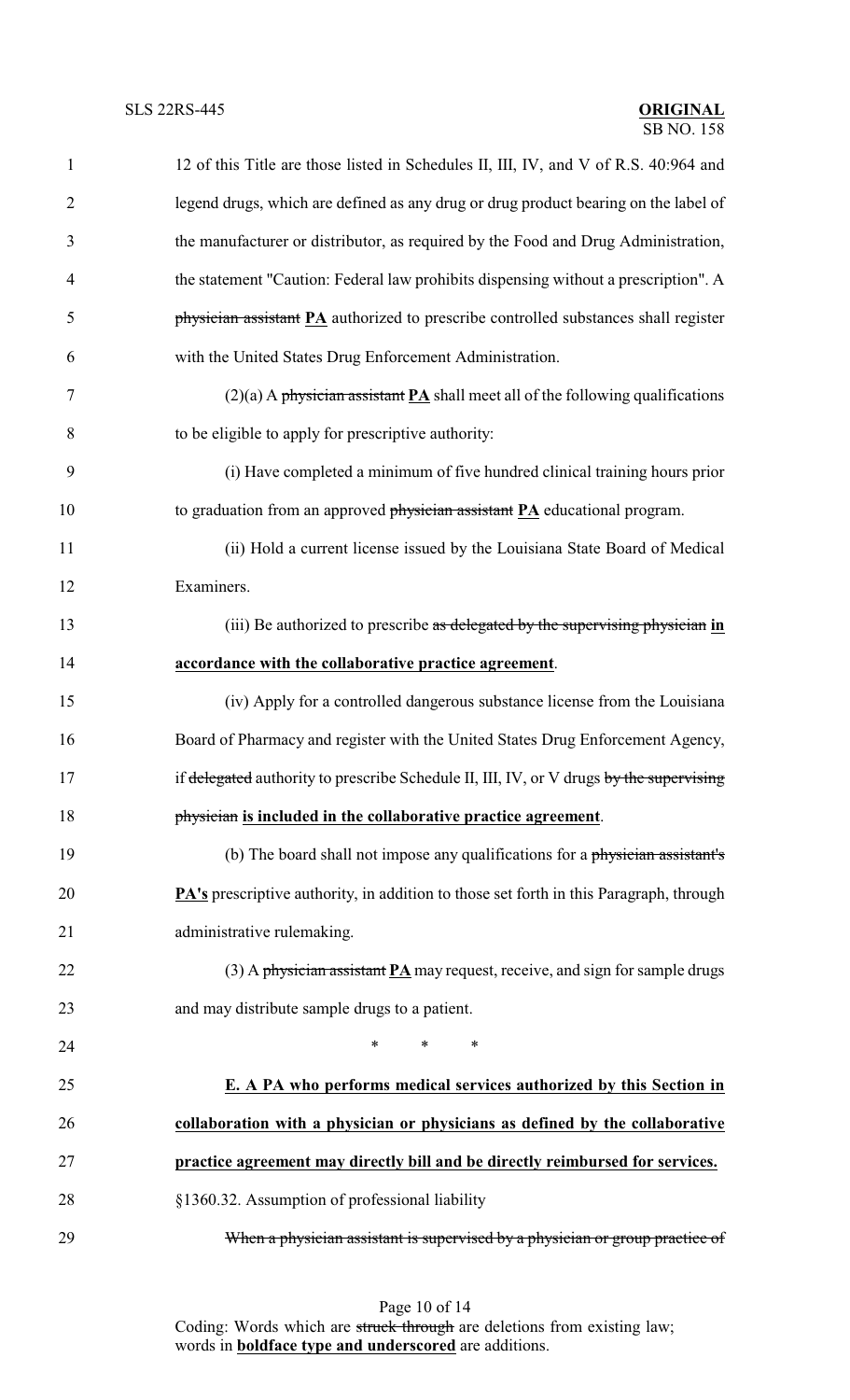12 of this Title are those listed in Schedules II, III, IV, and V of R.S. 40:964 and legend drugs, which are defined as any drug or drug product bearing on the label of the manufacturer or distributor, as required by the Food and Drug Administration, the statement "Caution: Federal law prohibits dispensing without a prescription". A ~~physician assistant~~ **PA** authorized to prescribe controlled substances shall register with the United States Drug Enforcement Administration.

(2)(a) A ~~physician assistant~~ **PA** shall meet all of the following qualifications to be eligible to apply for prescriptive authority:

(i) Have completed a minimum of five hundred clinical training hours prior to graduation from an approved ~~physician assistant~~ **PA** educational program.

(ii) Hold a current license issued by the Louisiana State Board of Medical Examiners.

(iii) Be authorized to prescribe ~~as delegated by the supervising physician~~ **in accordance with the collaborative practice agreement**.

(iv) Apply for a controlled dangerous substance license from the Louisiana Board of Pharmacy and register with the United States Drug Enforcement Agency, if ~~delegated~~ authority to prescribe Schedule II, III, IV, or V drugs ~~by the supervising physician~~ **is included in the collaborative practice agreement**.

(b) The board shall not impose any qualifications for a ~~physician assistant's~~ **PA's** prescriptive authority, in addition to those set forth in this Paragraph, through administrative rulemaking.

(3) A ~~physician assistant~~ **PA** may request, receive, and sign for sample drugs and may distribute sample drugs to a patient.

\* \* \*

**E. A PA who performs medical services authorized by this Section in collaboration with a physician or physicians as defined by the collaborative practice agreement may directly bill and be directly reimbursed for services.**

§1360.32. Assumption of professional liability

~~When a physician assistant is supervised by a physician or group practice of~~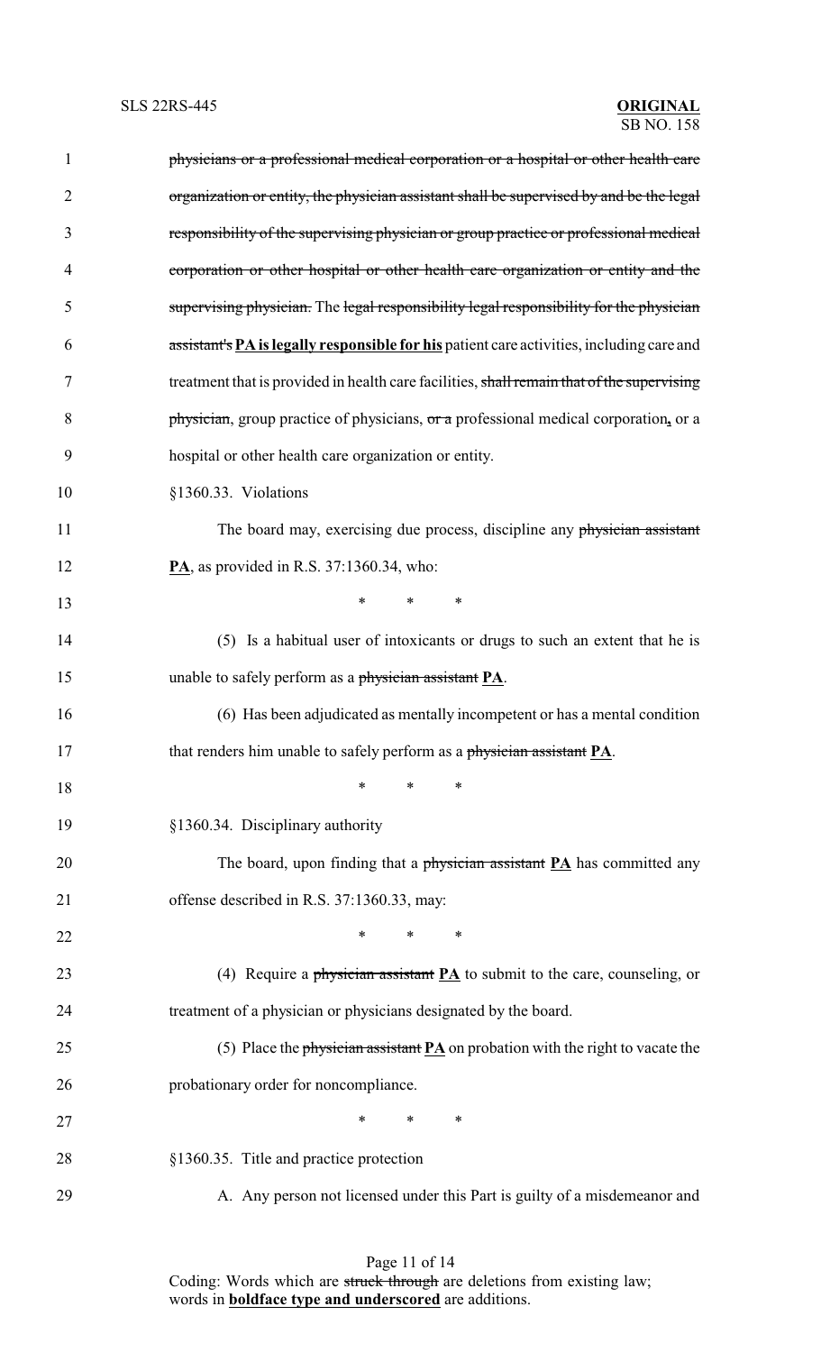~~physicians or a professional medical corporation or a hospital or other health care organization or entity, the physician assistant shall be supervised by and be the legal responsibility of the supervising physician or group practice or professional medical corporation or other hospital or other health care organization or entity and the supervising physician.~~ The ~~legal responsibility legal responsibility for the physician assistant's~~ **PA is legally responsible for his** patient care activities, including care and treatment that is provided in health care facilities, ~~shall remain that of the supervising physician~~, group practice of physicians, ~~or a~~ professional medical corporation**,** or a hospital or other health care organization or entity.

§1360.33. Violations

The board may, exercising due process, discipline any ~~physician assistant~~ **PA**, as provided in R.S. 37:1360.34, who:

\* \* \*

(5) Is a habitual user of intoxicants or drugs to such an extent that he is unable to safely perform as a ~~physician assistant~~ **PA**.

(6) Has been adjudicated as mentally incompetent or has a mental condition that renders him unable to safely perform as a ~~physician assistant~~ **PA**.

\* \* \*

§1360.34. Disciplinary authority

The board, upon finding that a ~~physician assistant~~ **PA** has committed any offense described in R.S. 37:1360.33, may:

\* \* \*

(4) Require a ~~physician assistant~~ **PA** to submit to the care, counseling, or treatment of a physician or physicians designated by the board.

(5) Place the ~~physician assistant~~ **PA** on probation with the right to vacate the probationary order for noncompliance.

\* \* \*

§1360.35. Title and practice protection

A. Any person not licensed under this Part is guilty of a misdemeanor and

Coding: Words which are ~~struck through~~ are deletions from existing law; words in **boldface type and underscored** are additions.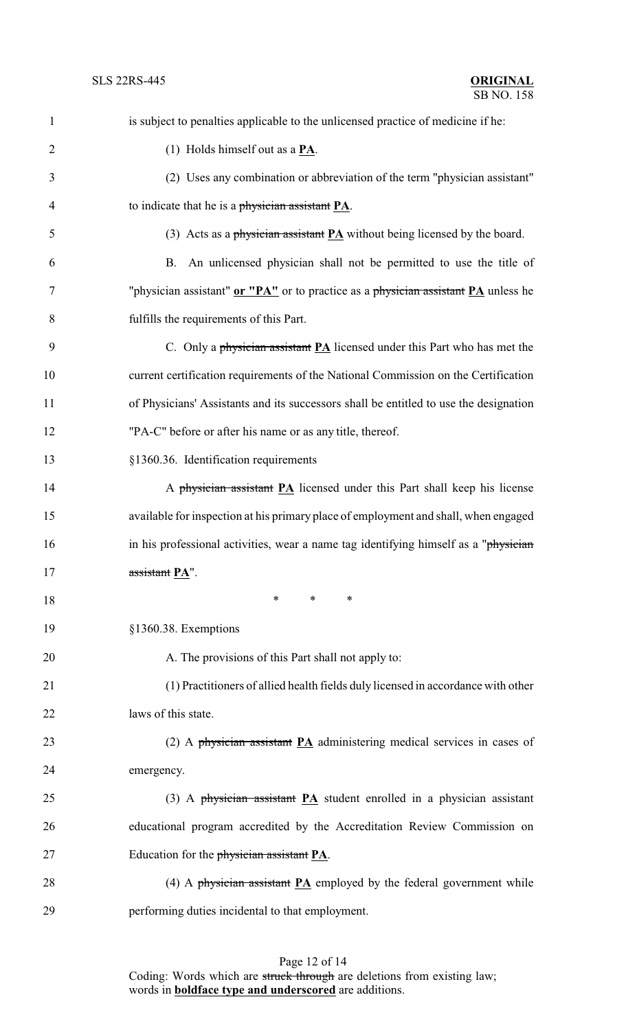is subject to penalties applicable to the unlicensed practice of medicine if he:

(1) Holds himself out as a **PA**.

(2) Uses any combination or abbreviation of the term "physician assistant" to indicate that he is a ~~physician assistant~~ **PA**.

(3) Acts as a ~~physician assistant~~ **PA** without being licensed by the board.

B. An unlicensed physician shall not be permitted to use the title of "physician assistant" **or "PA"** or to practice as a ~~physician assistant~~ **PA** unless he fulfills the requirements of this Part.

C. Only a ~~physician assistant~~ **PA** licensed under this Part who has met the current certification requirements of the National Commission on the Certification of Physicians' Assistants and its successors shall be entitled to use the designation "PA-C" before or after his name or as any title, thereof.

§1360.36. Identification requirements

A ~~physician assistant~~ **PA** licensed under this Part shall keep his license available for inspection at his primary place of employment and shall, when engaged in his professional activities, wear a name tag identifying himself as a "~~physician assistant~~ **PA**".

\* \* \*

§1360.38. Exemptions

A. The provisions of this Part shall not apply to:

(1) Practitioners of allied health fields duly licensed in accordance with other laws of this state.

(2) A ~~physician assistant~~ **PA** administering medical services in cases of emergency.

(3) A ~~physician assistant~~ **PA** student enrolled in a physician assistant educational program accredited by the Accreditation Review Commission on Education for the ~~physician assistant~~ **PA**.

(4) A ~~physician assistant~~ **PA** employed by the federal government while performing duties incidental to that employment.

Coding: Words which are ~~struck through~~ are deletions from existing law; words in **boldface type and underscored** are additions.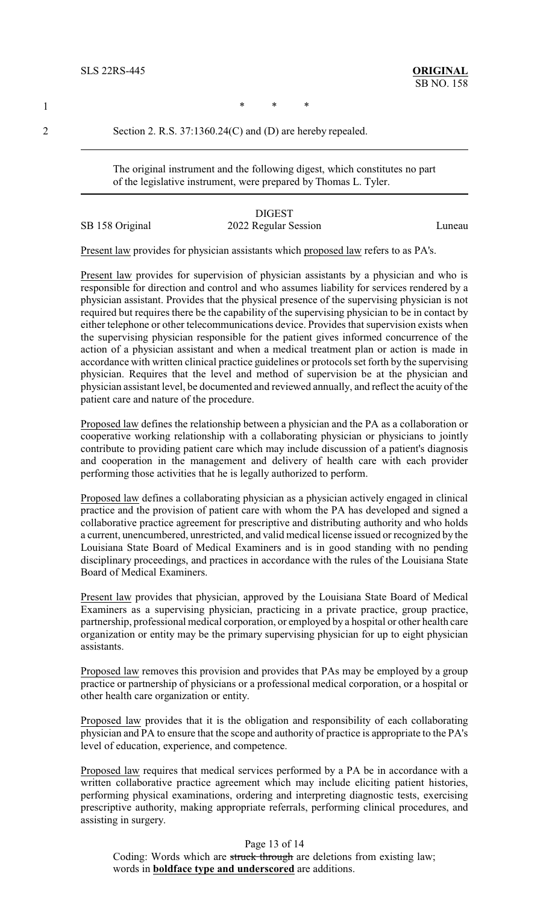\*   \*   \*

Section 2. R.S. 37:1360.24(C) and (D) are hereby repealed.

---

The original instrument and the following digest, which constitutes no part of the legislative instrument, were prepared by Thomas L. Tyler.

---

DIGEST

SB 158 Original — 2022 Regular Session — Luneau

Present law provides for physician assistants which proposed law refers to as PA's.

Present law provides for supervision of physician assistants by a physician and who is responsible for direction and control and who assumes liability for services rendered by a physician assistant. Provides that the physical presence of the supervising physician is not required but requires there be the capability of the supervising physician to be in contact by either telephone or other telecommunications device. Provides that supervision exists when the supervising physician responsible for the patient gives informed concurrence of the action of a physician assistant and when a medical treatment plan or action is made in accordance with written clinical practice guidelines or protocols set forth by the supervising physician. Requires that the level and method of supervision be at the physician and physician assistant level, be documented and reviewed annually, and reflect the acuity of the patient care and nature of the procedure.

Proposed law defines the relationship between a physician and the PA as a collaboration or cooperative working relationship with a collaborating physician or physicians to jointly contribute to providing patient care which may include discussion of a patient's diagnosis and cooperation in the management and delivery of health care with each provider performing those activities that he is legally authorized to perform.

Proposed law defines a collaborating physician as a physician actively engaged in clinical practice and the provision of patient care with whom the PA has developed and signed a collaborative practice agreement for prescriptive and distributing authority and who holds a current, unencumbered, unrestricted, and valid medical license issued or recognized by the Louisiana State Board of Medical Examiners and is in good standing with no pending disciplinary proceedings, and practices in accordance with the rules of the Louisiana State Board of Medical Examiners.

Present law provides that physician, approved by the Louisiana State Board of Medical Examiners as a supervising physician, practicing in a private practice, group practice, partnership, professional medical corporation, or employed by a hospital or other health care organization or entity may be the primary supervising physician for up to eight physician assistants.

Proposed law removes this provision and provides that PAs may be employed by a group practice or partnership of physicians or a professional medical corporation, or a hospital or other health care organization or entity.

Proposed law provides that it is the obligation and responsibility of each collaborating physician and PA to ensure that the scope and authority of practice is appropriate to the PA's level of education, experience, and competence.

Proposed law requires that medical services performed by a PA be in accordance with a written collaborative practice agreement which may include eliciting patient histories, performing physical examinations, ordering and interpreting diagnostic tests, exercising prescriptive authority, making appropriate referrals, performing clinical procedures, and assisting in surgery.

Coding: Words which are ~~struck through~~ are deletions from existing law; words in **__boldface type and underscored__** are additions.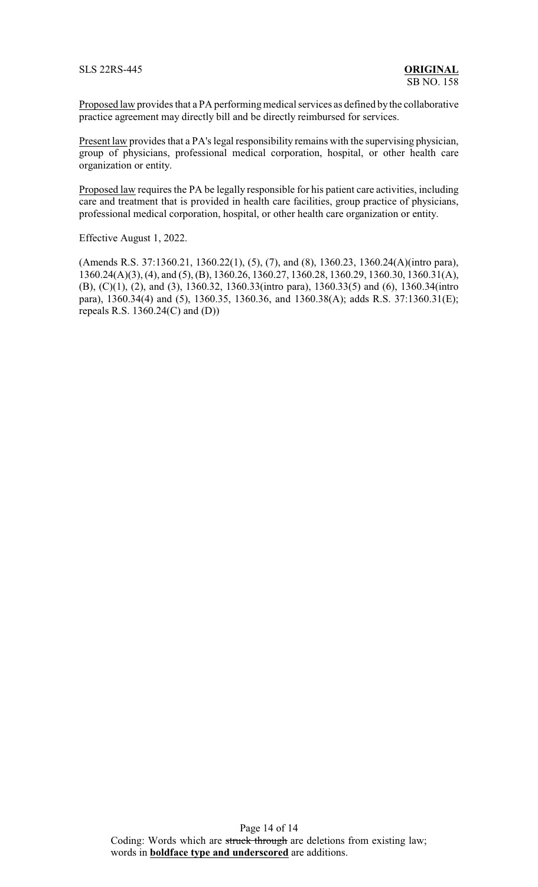Proposed law provides that a PA performing medical services as defined by the collaborative practice agreement may directly bill and be directly reimbursed for services.

Present law provides that a PA's legal responsibility remains with the supervising physician, group of physicians, professional medical corporation, hospital, or other health care organization or entity.

Proposed law requires the PA be legally responsible for his patient care activities, including care and treatment that is provided in health care facilities, group practice of physicians, professional medical corporation, hospital, or other health care organization or entity.

Effective August 1, 2022.

(Amends R.S. 37:1360.21, 1360.22(1), (5), (7), and (8), 1360.23, 1360.24(A)(intro para), 1360.24(A)(3), (4), and (5), (B), 1360.26, 1360.27, 1360.28, 1360.29, 1360.30, 1360.31(A), (B), (C)(1), (2), and (3), 1360.32, 1360.33(intro para), 1360.33(5) and (6), 1360.34(intro para), 1360.34(4) and (5), 1360.35, 1360.36, and 1360.38(A); adds R.S. 37:1360.31(E); repeals R.S. 1360.24(C) and (D))

Coding: Words which are ~~struck through~~ are deletions from existing law; words in **boldface type and underscored** are additions.